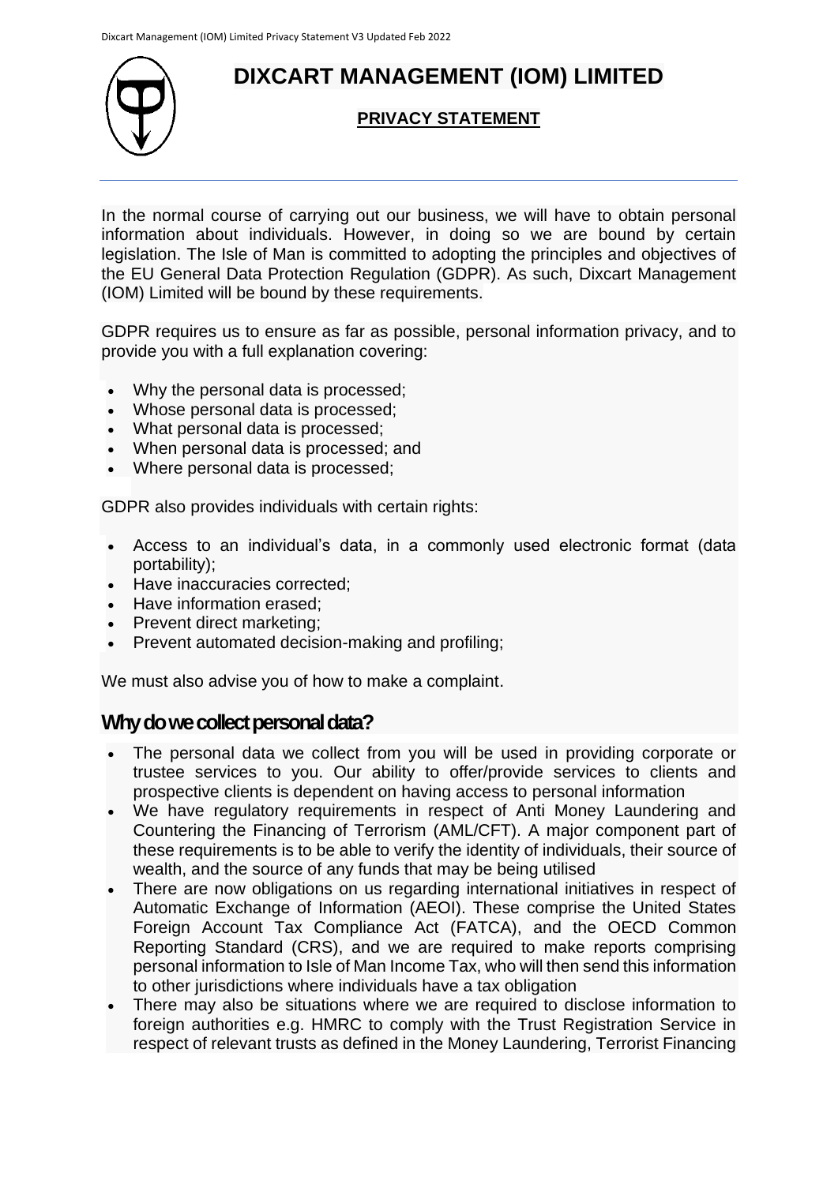# DIXCART MANAGEMENT (IOM) LIMITED

## PRIVACY STATEMENT

In the normal course of carrying out our business, we will have to obtain personal information about individuals. However, in doing so we are bound by certain legislation. The Isle of Man is committed to adopting the principles and objectives of the EU General Data Protection Regulation (GDPR). As such, Dixcart Management (IOM) Limited will be bound by these requirements.

GDPR requires us to ensure as far as possible, personal information privacy, and to provide you with a full explanation covering:

- Why the personal data is processed;
- Whose personal data is processed;
- What personal data is processed;
- When personal data is processed; and
- Where personal data is processed;

GDPR also provides individuals with certain rights:

- Access to an individual's data, in a commonly used electronic format (data portability);
- Have inaccuracies corrected;
- Have information erased;
- Prevent direct marketing;
- Prevent automated decision-making and profiling;

We must also advise you of how to make a complaint.

## Why do we collect personal data?

- The personal data we collect from you will be used in providing corporate or trustee services to you. Our ability to offer/provide services to clients and prospective clients is dependent on having access to personal information
- We have regulatory requirements in respect of Anti Money Laundering and Countering the Financing of Terrorism (AML/CFT). A major component part of these requirements is to be able to verify the identity of individuals, their source of wealth, and the source of any funds that may be being utilised
- There are now obligations on us regarding international initiatives in respect of Automatic Exchange of Information (AEOI). These comprise the United States Foreign Account Tax Compliance Act (FATCA), and the OECD Common Reporting Standard (CRS), and we are required to make reports comprising personal information to Isle of Man Income Tax, who will then send this information to other jurisdictions where individuals have a tax obligation
- There may also be situations where we are required to disclose information to foreign authorities e.g. HMRC to comply with the Trust Registration Service in respect of relevant trusts as defined in the Money Laundering, Terrorist Financing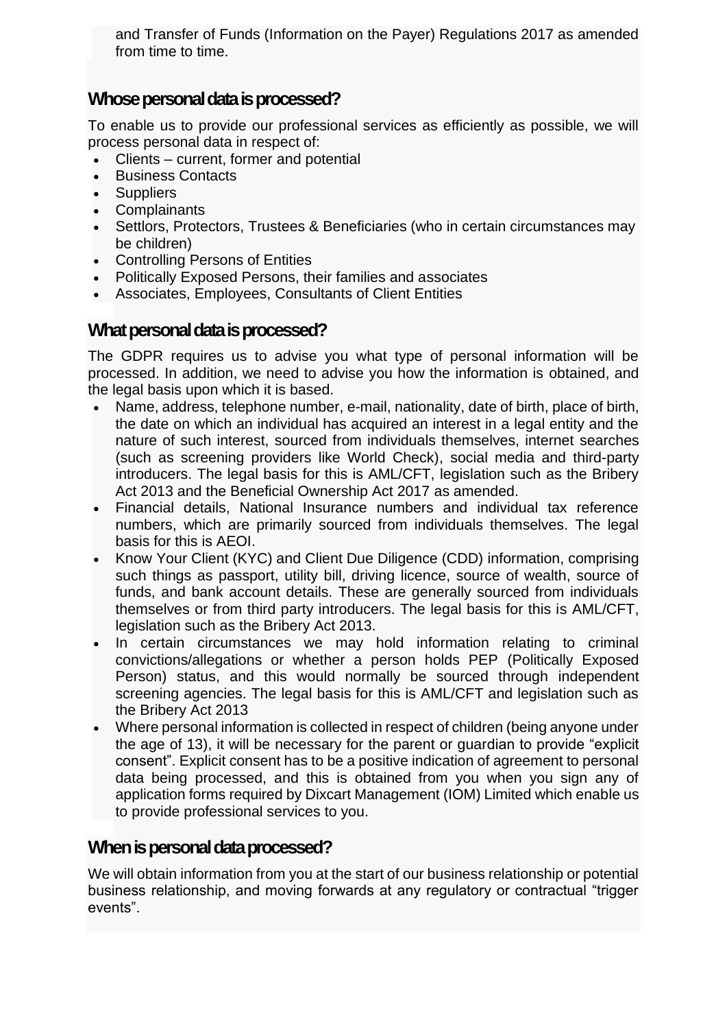and Transfer of Funds (Information on the Payer) Regulations 2017 as amended from time to time.

## Whose personal data is processed?

To enable us to provide our professional services as efficiently as possible, we will process personal data in respect of:

- Clients – current, former and potential
- Business Contacts
- Suppliers
- Complainants
- Settlors, Protectors, Trustees & Beneficiaries (who in certain circumstances may be children)
- Controlling Persons of Entities
- Politically Exposed Persons, their families and associates
- Associates, Employees, Consultants of Client Entities

## What personal data is processed?

The GDPR requires us to advise you what type of personal information will be processed. In addition, we need to advise you how the information is obtained, and the legal basis upon which it is based.

- Name, address, telephone number, e-mail, nationality, date of birth, place of birth, the date on which an individual has acquired an interest in a legal entity and the nature of such interest, sourced from individuals themselves, internet searches (such as screening providers like World Check), social media and third-party introducers. The legal basis for this is AML/CFT, legislation such as the Bribery Act 2013 and the Beneficial Ownership Act 2017 as amended.
- Financial details, National Insurance numbers and individual tax reference numbers, which are primarily sourced from individuals themselves. The legal basis for this is AEOI.
- Know Your Client (KYC) and Client Due Diligence (CDD) information, comprising such things as passport, utility bill, driving licence, source of wealth, source of funds, and bank account details. These are generally sourced from individuals themselves or from third party introducers. The legal basis for this is AML/CFT, legislation such as the Bribery Act 2013.
- In certain circumstances we may hold information relating to criminal convictions/allegations or whether a person holds PEP (Politically Exposed Person) status, and this would normally be sourced through independent screening agencies. The legal basis for this is AML/CFT and legislation such as the Bribery Act 2013
- Where personal information is collected in respect of children (being anyone under the age of 13), it will be necessary for the parent or guardian to provide "explicit consent". Explicit consent has to be a positive indication of agreement to personal data being processed, and this is obtained from you when you sign any of application forms required by Dixcart Management (IOM) Limited which enable us to provide professional services to you.

## When is personal data processed?

We will obtain information from you at the start of our business relationship or potential business relationship, and moving forwards at any regulatory or contractual "trigger events".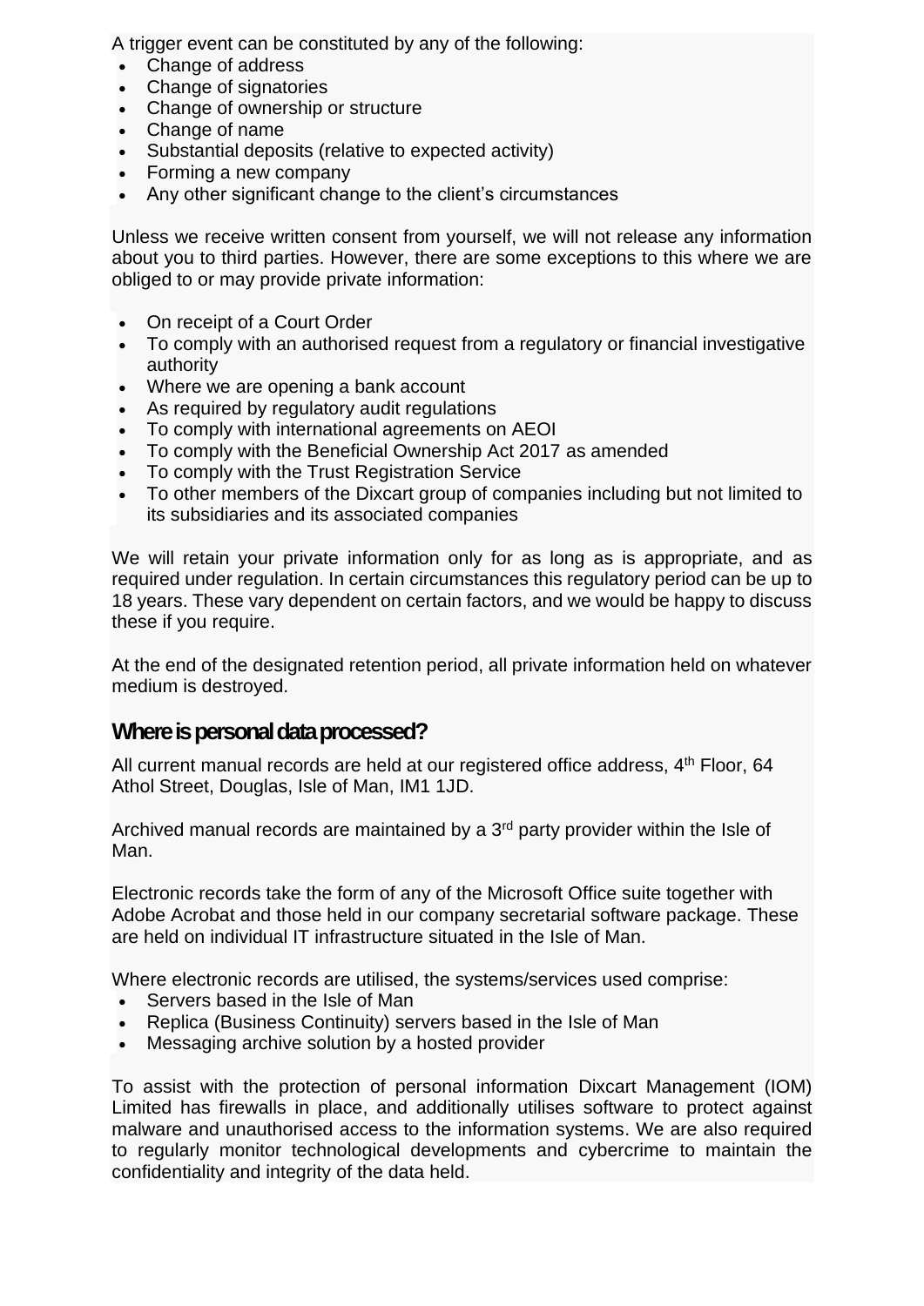A trigger event can be constituted by any of the following:

- Change of address
- Change of signatories
- Change of ownership or structure
- Change of name
- Substantial deposits (relative to expected activity)
- Forming a new company
- Any other significant change to the client's circumstances

Unless we receive written consent from yourself, we will not release any information about you to third parties. However, there are some exceptions to this where we are obliged to or may provide private information:

- On receipt of a Court Order
- To comply with an authorised request from a regulatory or financial investigative authority
- Where we are opening a bank account
- As required by regulatory audit regulations
- To comply with international agreements on AEOI
- To comply with the Beneficial Ownership Act 2017 as amended
- To comply with the Trust Registration Service
- To other members of the Dixcart group of companies including but not limited to its subsidiaries and its associated companies

We will retain your private information only for as long as is appropriate, and as required under regulation. In certain circumstances this regulatory period can be up to 18 years. These vary dependent on certain factors, and we would be happy to discuss these if you require.

At the end of the designated retention period, all private information held on whatever medium is destroyed.

## Where is personal data processed?

All current manual records are held at our registered office address, 4th Floor, 64 Athol Street, Douglas, Isle of Man, IM1 1JD.

Archived manual records are maintained by a 3rd party provider within the Isle of Man.

Electronic records take the form of any of the Microsoft Office suite together with Adobe Acrobat and those held in our company secretarial software package. These are held on individual IT infrastructure situated in the Isle of Man.

Where electronic records are utilised, the systems/services used comprise:

- Servers based in the Isle of Man
- Replica (Business Continuity) servers based in the Isle of Man
- Messaging archive solution by a hosted provider

To assist with the protection of personal information Dixcart Management (IOM) Limited has firewalls in place, and additionally utilises software to protect against malware and unauthorised access to the information systems. We are also required to regularly monitor technological developments and cybercrime to maintain the confidentiality and integrity of the data held.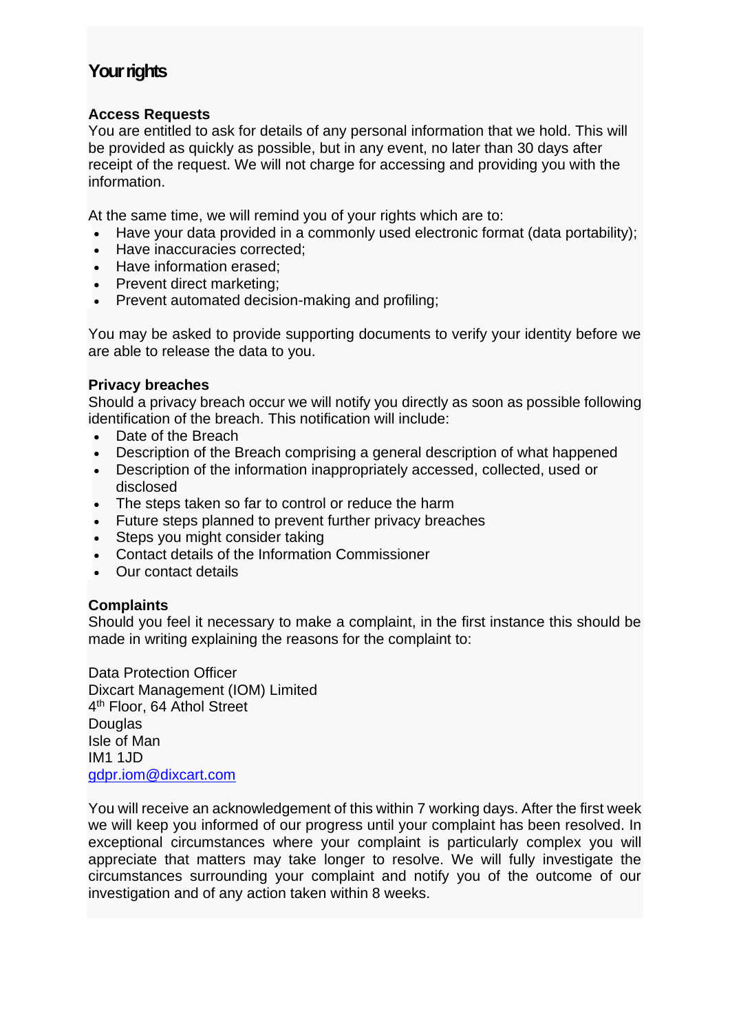## Your rights

**Access Requests**
You are entitled to ask for details of any personal information that we hold. This will be provided as quickly as possible, but in any event, no later than 30 days after receipt of the request. We will not charge for accessing and providing you with the information.

At the same time, we will remind you of your rights which are to:

- Have your data provided in a commonly used electronic format (data portability);
- Have inaccuracies corrected;
- Have information erased;
- Prevent direct marketing;
- Prevent automated decision-making and profiling;

You may be asked to provide supporting documents to verify your identity before we are able to release the data to you.

**Privacy breaches**
Should a privacy breach occur we will notify you directly as soon as possible following identification of the breach. This notification will include:

- Date of the Breach
- Description of the Breach comprising a general description of what happened
- Description of the information inappropriately accessed, collected, used or disclosed
- The steps taken so far to control or reduce the harm
- Future steps planned to prevent further privacy breaches
- Steps you might consider taking
- Contact details of the Information Commissioner
- Our contact details

**Complaints**
Should you feel it necessary to make a complaint, in the first instance this should be made in writing explaining the reasons for the complaint to:

Data Protection Officer
Dixcart Management (IOM) Limited
4th Floor, 64 Athol Street
Douglas
Isle of Man
IM1 1JD
gdpr.iom@dixcart.com

You will receive an acknowledgement of this within 7 working days. After the first week we will keep you informed of our progress until your complaint has been resolved. In exceptional circumstances where your complaint is particularly complex you will appreciate that matters may take longer to resolve. We will fully investigate the circumstances surrounding your complaint and notify you of the outcome of our investigation and of any action taken within 8 weeks.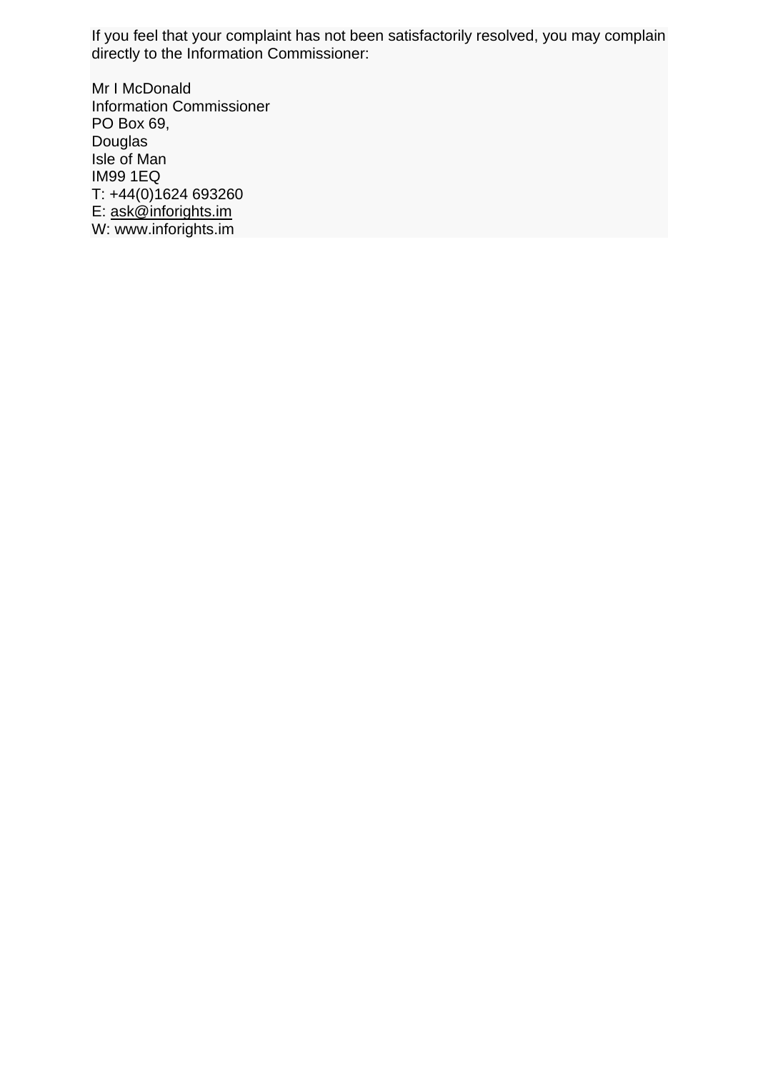If you feel that your complaint has not been satisfactorily resolved, you may complain directly to the Information Commissioner:

Mr I McDonald  
Information Commissioner  
PO Box 69,  
Douglas  
Isle of Man  
IM99 1EQ  
T: +44(0)1624 693260  
E: ask@inforights.im  
W: www.inforights.im